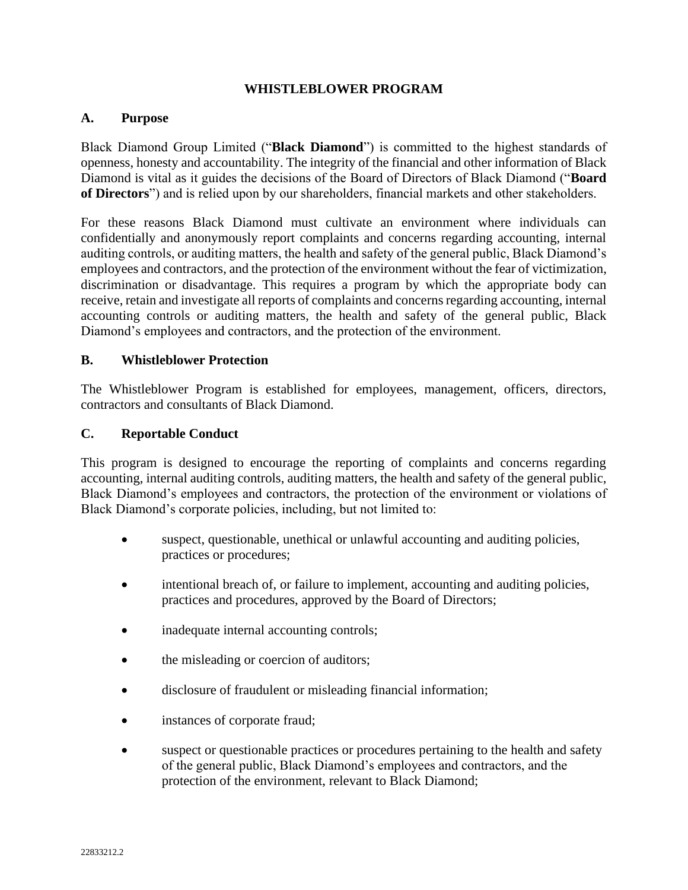# WHISTLEBLOWER PROGRAM

## A. Purpose

Black Diamond Group Limited ("**Black Diamond**") is committed to the highest standards of openness, honesty and accountability. The integrity of the financial and other information of Black Diamond is vital as it guides the decisions of the Board of Directors of Black Diamond ("**Board of Directors**") and is relied upon by our shareholders, financial markets and other stakeholders.

For these reasons Black Diamond must cultivate an environment where individuals can confidentially and anonymously report complaints and concerns regarding accounting, internal auditing controls, or auditing matters, the health and safety of the general public, Black Diamond's employees and contractors, and the protection of the environment without the fear of victimization, discrimination or disadvantage. This requires a program by which the appropriate body can receive, retain and investigate all reports of complaints and concerns regarding accounting, internal accounting controls or auditing matters, the health and safety of the general public, Black Diamond's employees and contractors, and the protection of the environment.

## B. Whistleblower Protection

The Whistleblower Program is established for employees, management, officers, directors, contractors and consultants of Black Diamond.

## C. Reportable Conduct

This program is designed to encourage the reporting of complaints and concerns regarding accounting, internal auditing controls, auditing matters, the health and safety of the general public, Black Diamond's employees and contractors, the protection of the environment or violations of Black Diamond's corporate policies, including, but not limited to:

- suspect, questionable, unethical or unlawful accounting and auditing policies, practices or procedures;
- intentional breach of, or failure to implement, accounting and auditing policies, practices and procedures, approved by the Board of Directors;
- inadequate internal accounting controls;
- the misleading or coercion of auditors;
- disclosure of fraudulent or misleading financial information;
- instances of corporate fraud;
- suspect or questionable practices or procedures pertaining to the health and safety of the general public, Black Diamond's employees and contractors, and the protection of the environment, relevant to Black Diamond;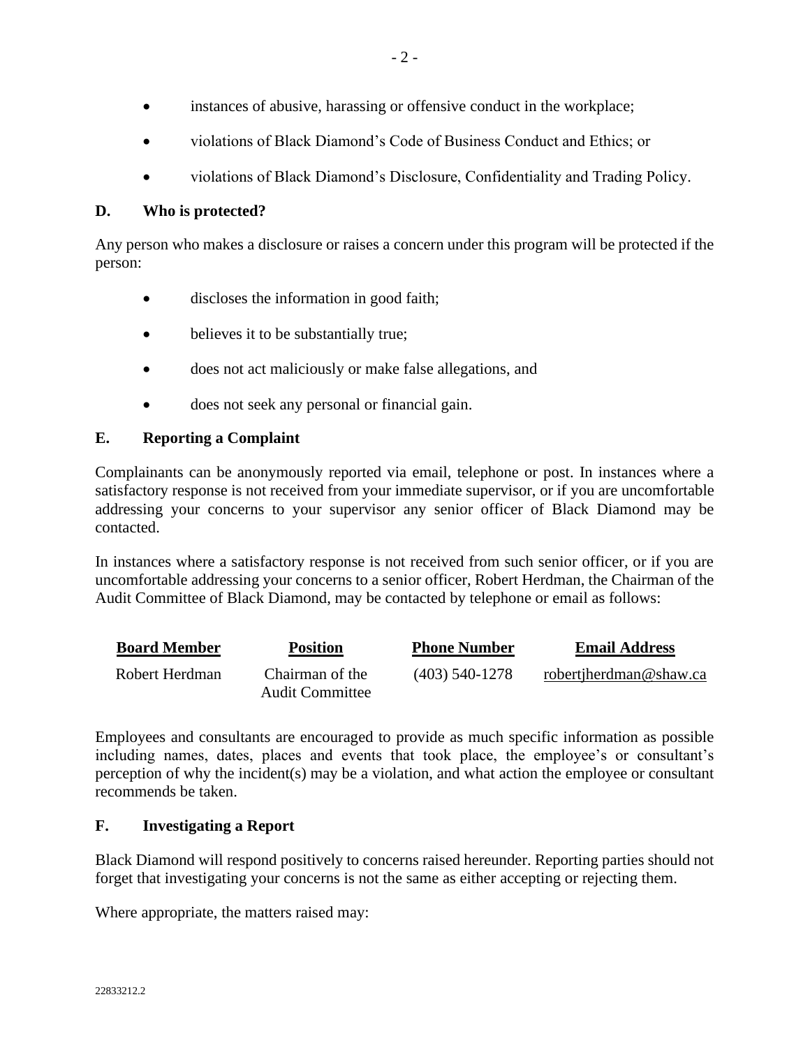- instances of abusive, harassing or offensive conduct in the workplace;
- violations of Black Diamond's Code of Business Conduct and Ethics; or
- violations of Black Diamond's Disclosure, Confidentiality and Trading Policy.

## D. Who is protected?

Any person who makes a disclosure or raises a concern under this program will be protected if the person:

- discloses the information in good faith;
- believes it to be substantially true;
- does not act maliciously or make false allegations, and
- does not seek any personal or financial gain.

## E. Reporting a Complaint

Complainants can be anonymously reported via email, telephone or post. In instances where a satisfactory response is not received from your immediate supervisor, or if you are uncomfortable addressing your concerns to your supervisor any senior officer of Black Diamond may be contacted.

In instances where a satisfactory response is not received from such senior officer, or if you are uncomfortable addressing your concerns to a senior officer, Robert Herdman, the Chairman of the Audit Committee of Black Diamond, may be contacted by telephone or email as follows:

| Board Member | Position | Phone Number | Email Address |
|---|---|---|---|
| Robert Herdman | Chairman of the Audit Committee | (403) 540-1278 | robertjherdman@shaw.ca |

Employees and consultants are encouraged to provide as much specific information as possible including names, dates, places and events that took place, the employee's or consultant's perception of why the incident(s) may be a violation, and what action the employee or consultant recommends be taken.

## F. Investigating a Report

Black Diamond will respond positively to concerns raised hereunder. Reporting parties should not forget that investigating your concerns is not the same as either accepting or rejecting them.

Where appropriate, the matters raised may: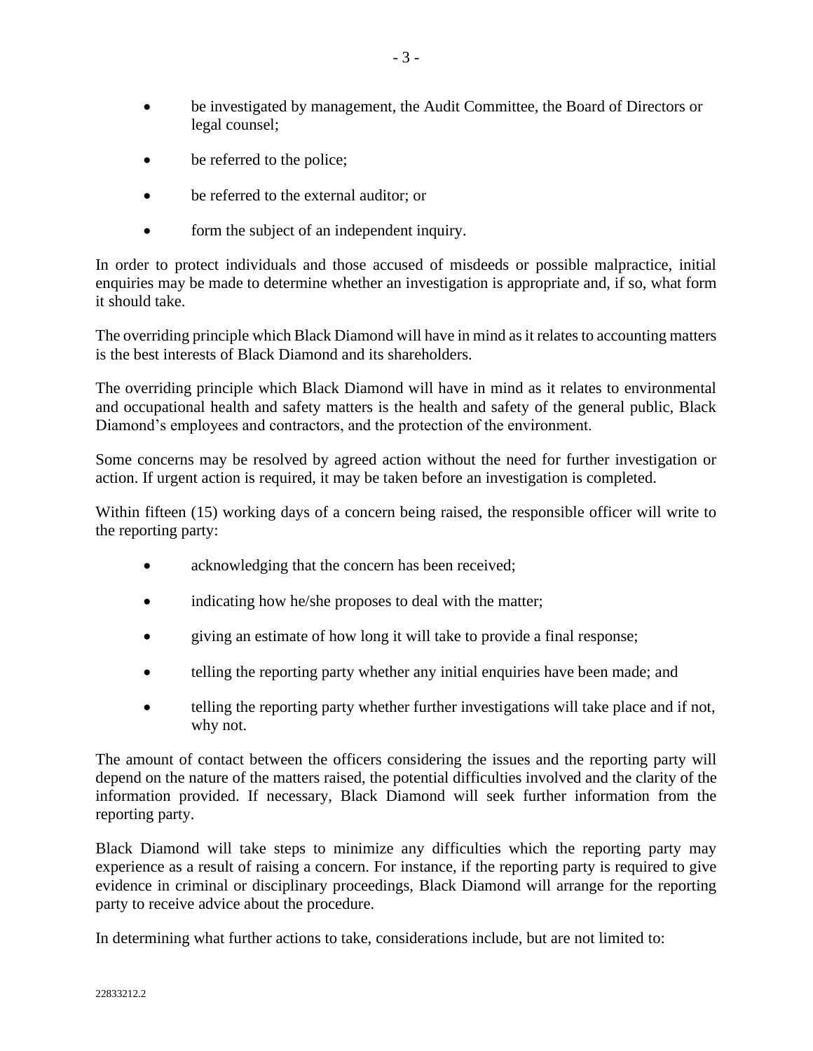- be investigated by management, the Audit Committee, the Board of Directors or legal counsel;
- be referred to the police;
- be referred to the external auditor; or
- form the subject of an independent inquiry.

In order to protect individuals and those accused of misdeeds or possible malpractice, initial enquiries may be made to determine whether an investigation is appropriate and, if so, what form it should take.

The overriding principle which Black Diamond will have in mind as it relates to accounting matters is the best interests of Black Diamond and its shareholders.

The overriding principle which Black Diamond will have in mind as it relates to environmental and occupational health and safety matters is the health and safety of the general public, Black Diamond's employees and contractors, and the protection of the environment.

Some concerns may be resolved by agreed action without the need for further investigation or action. If urgent action is required, it may be taken before an investigation is completed.

Within fifteen (15) working days of a concern being raised, the responsible officer will write to the reporting party:

- acknowledging that the concern has been received;
- indicating how he/she proposes to deal with the matter;
- giving an estimate of how long it will take to provide a final response;
- telling the reporting party whether any initial enquiries have been made; and
- telling the reporting party whether further investigations will take place and if not, why not.

The amount of contact between the officers considering the issues and the reporting party will depend on the nature of the matters raised, the potential difficulties involved and the clarity of the information provided. If necessary, Black Diamond will seek further information from the reporting party.

Black Diamond will take steps to minimize any difficulties which the reporting party may experience as a result of raising a concern. For instance, if the reporting party is required to give evidence in criminal or disciplinary proceedings, Black Diamond will arrange for the reporting party to receive advice about the procedure.

In determining what further actions to take, considerations include, but are not limited to: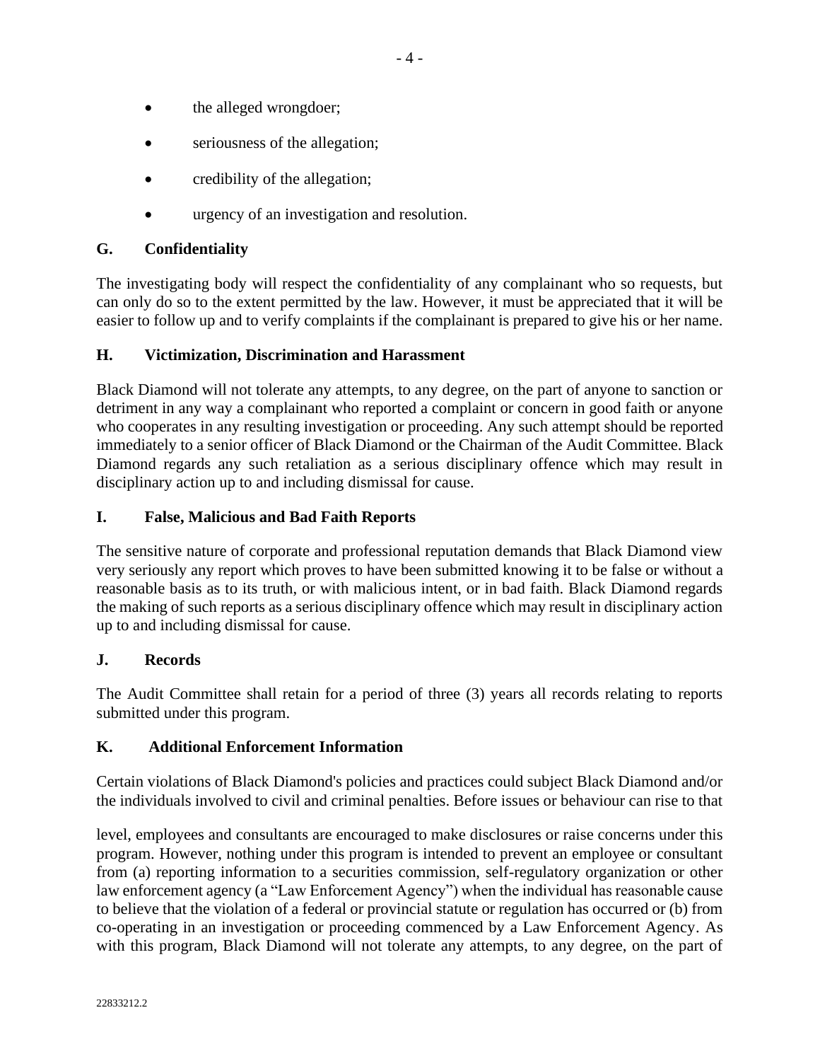- the alleged wrongdoer;
- seriousness of the allegation;
- credibility of the allegation;
- urgency of an investigation and resolution.

## G. Confidentiality

The investigating body will respect the confidentiality of any complainant who so requests, but can only do so to the extent permitted by the law. However, it must be appreciated that it will be easier to follow up and to verify complaints if the complainant is prepared to give his or her name.

## H. Victimization, Discrimination and Harassment

Black Diamond will not tolerate any attempts, to any degree, on the part of anyone to sanction or detriment in any way a complainant who reported a complaint or concern in good faith or anyone who cooperates in any resulting investigation or proceeding. Any such attempt should be reported immediately to a senior officer of Black Diamond or the Chairman of the Audit Committee. Black Diamond regards any such retaliation as a serious disciplinary offence which may result in disciplinary action up to and including dismissal for cause.

## I. False, Malicious and Bad Faith Reports

The sensitive nature of corporate and professional reputation demands that Black Diamond view very seriously any report which proves to have been submitted knowing it to be false or without a reasonable basis as to its truth, or with malicious intent, or in bad faith. Black Diamond regards the making of such reports as a serious disciplinary offence which may result in disciplinary action up to and including dismissal for cause.

## J. Records

The Audit Committee shall retain for a period of three (3) years all records relating to reports submitted under this program.

## K. Additional Enforcement Information

Certain violations of Black Diamond's policies and practices could subject Black Diamond and/or the individuals involved to civil and criminal penalties. Before issues or behaviour can rise to that level, employees and consultants are encouraged to make disclosures or raise concerns under this program. However, nothing under this program is intended to prevent an employee or consultant from (a) reporting information to a securities commission, self-regulatory organization or other law enforcement agency (a "Law Enforcement Agency") when the individual has reasonable cause to believe that the violation of a federal or provincial statute or regulation has occurred or (b) from co-operating in an investigation or proceeding commenced by a Law Enforcement Agency. As with this program, Black Diamond will not tolerate any attempts, to any degree, on the part of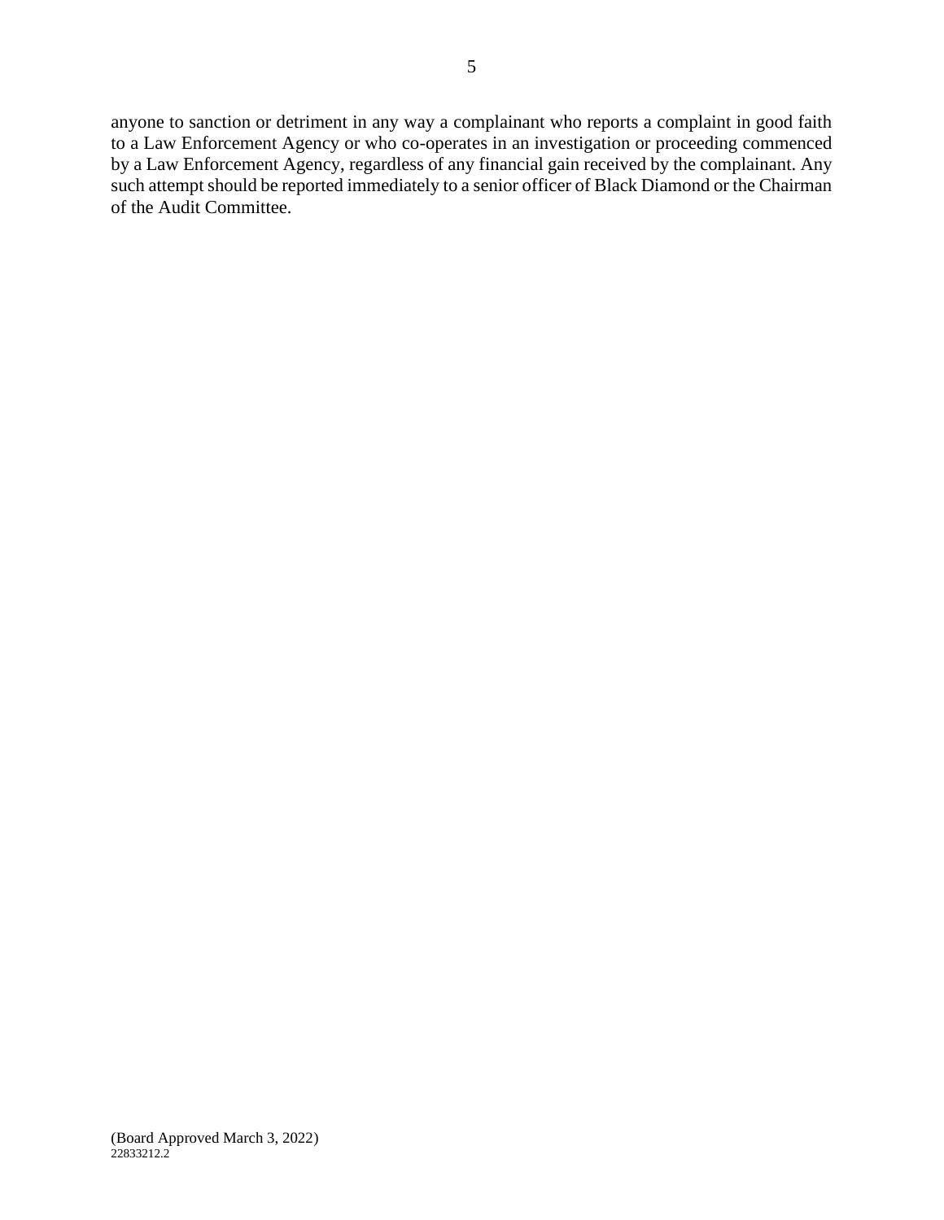anyone to sanction or detriment in any way a complainant who reports a complaint in good faith to a Law Enforcement Agency or who co-operates in an investigation or proceeding commenced by a Law Enforcement Agency, regardless of any financial gain received by the complainant. Any such attempt should be reported immediately to a senior officer of Black Diamond or the Chairman of the Audit Committee.

(Board Approved March 3, 2022)
22833212.2